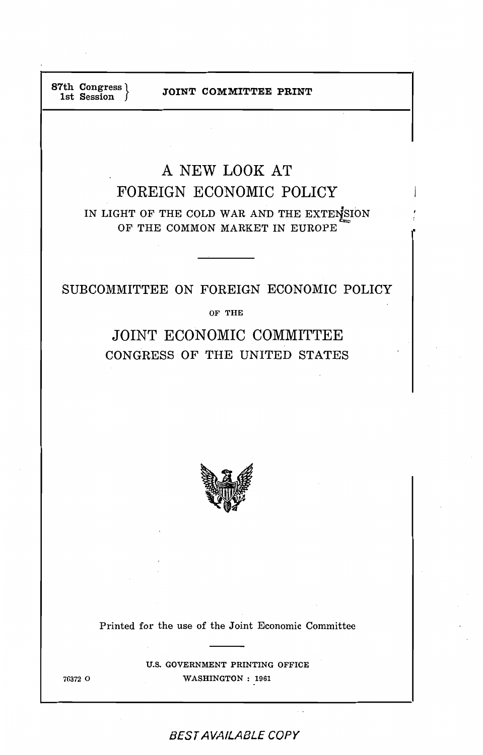87th Congress }
1st Session }

JOINT COMMITTEE PRINT

# A NEW LOOK AT FOREIGN ECONOMIC POLICY

## IN LIGHT OF THE COLD WAR AND THE EXTENSION OF THE COMMON MARKET IN EUROPE

---

SUBCOMMITTEE ON FOREIGN ECONOMIC POLICY

OF THE

JOINT ECONOMIC COMMITTEE

CONGRESS OF THE UNITED STATES

Printed for the use of the Joint Economic Committee

---

U.S. GOVERNMENT PRINTING OFFICE

76372 O WASHINGTON : 1961

BEST AVAILABLE COPY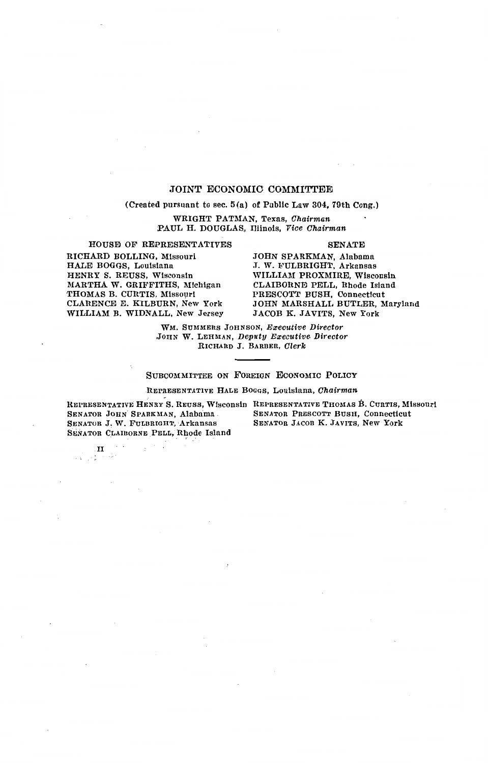## JOINT ECONOMIC COMMITTEE

(Created pursuant to sec. 5(a) of Public Law 304, 79th Cong.)

WRIGHT PATMAN, Texas, *Chairman*
PAUL H. DOUGLAS, Illinois, *Vice Chairman*

| HOUSE OF REPRESENTATIVES | SENATE |
| --- | --- |
| RICHARD BOLLING, Missouri | JOHN SPARKMAN, Alabama |
| HALE BOGGS, Louisiana | J. W. FULBRIGHT, Arkansas |
| HENRY S. REUSS, Wisconsin | WILLIAM PROXMIRE, Wisconsin |
| MARTHA W. GRIFFITHS, Michigan | CLAIBORNE PELL, Rhode Island |
| THOMAS B. CURTIS, Missouri | PRESCOTT BUSH, Connecticut |
| CLARENCE E. KILBURN, New York | JOHN MARSHALL BUTLER, Maryland |
| WILLIAM B. WIDNALL, New Jersey | JACOB K. JAVITS, New York |

WM. SUMMERS JOHNSON, *Executive Director*
JOHN W. LEHMAN, *Deputy Executive Director*
RICHARD J. BARBER, *Clerk*

---

### SUBCOMMITTEE ON FOREIGN ECONOMIC POLICY

REPRESENTATIVE HALE BOGGS, Louisiana, *Chairman*

REPRESENTATIVE HENRY S. REUSS, Wisconsin
SENATOR JOHN SPARKMAN, Alabama
SENATOR J. W. FULBRIGHT, Arkansas
SENATOR CLAIBORNE PELL, Rhode Island
REPRESENTATIVE THOMAS B. CURTIS, Missouri
SENATOR PRESCOTT BUSH, Connecticut
SENATOR JACOB K. JAVITS, New York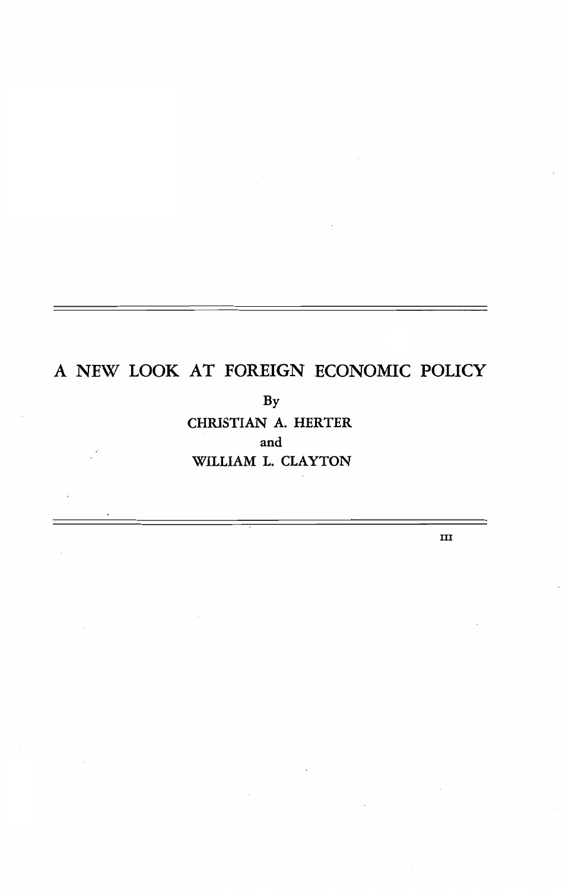# A NEW LOOK AT FOREIGN ECONOMIC POLICY

By

CHRISTIAN A. HERTER

and

WILLIAM L. CLAYTON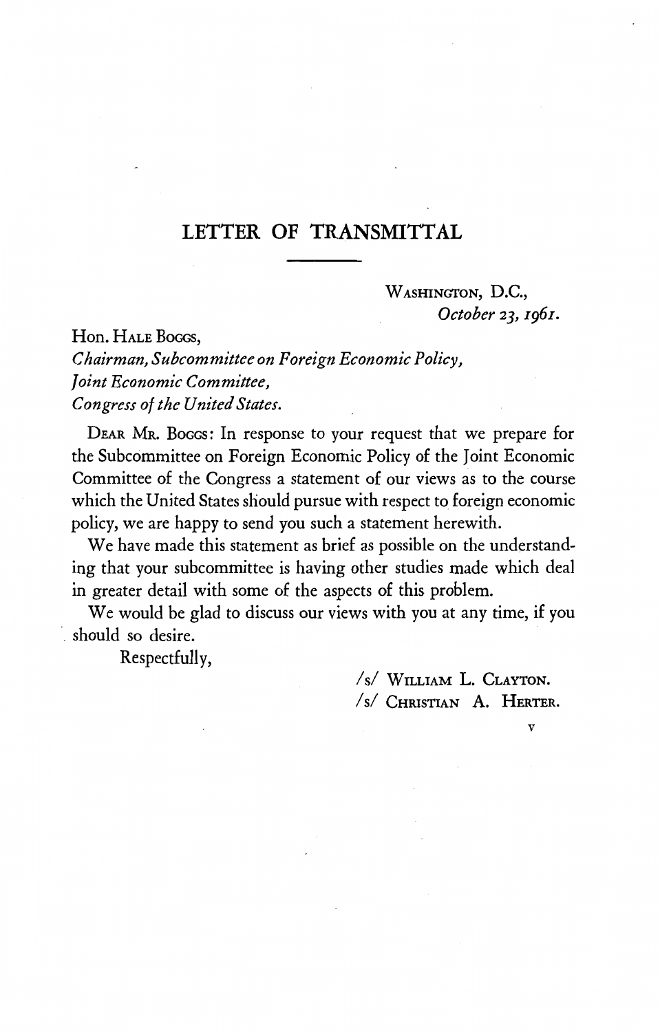# LETTER OF TRANSMITTAL

WASHINGTON, D.C.,
*October 23, 1961.*

Hon. HALE BOGGS,
*Chairman, Subcommittee on Foreign Economic Policy,*
*Joint Economic Committee,*
*Congress of the United States.*

DEAR MR. BOGGS: In response to your request that we prepare for the Subcommittee on Foreign Economic Policy of the Joint Economic Committee of the Congress a statement of our views as to the course which the United States should pursue with respect to foreign economic policy, we are happy to send you such a statement herewith.

We have made this statement as brief as possible on the understanding that your subcommittee is having other studies made which deal in greater detail with some of the aspects of this problem.

We would be glad to discuss our views with you at any time, if you should so desire.

Respectfully,

/s/ WILLIAM L. CLAYTON.
/s/ CHRISTIAN A. HERTER.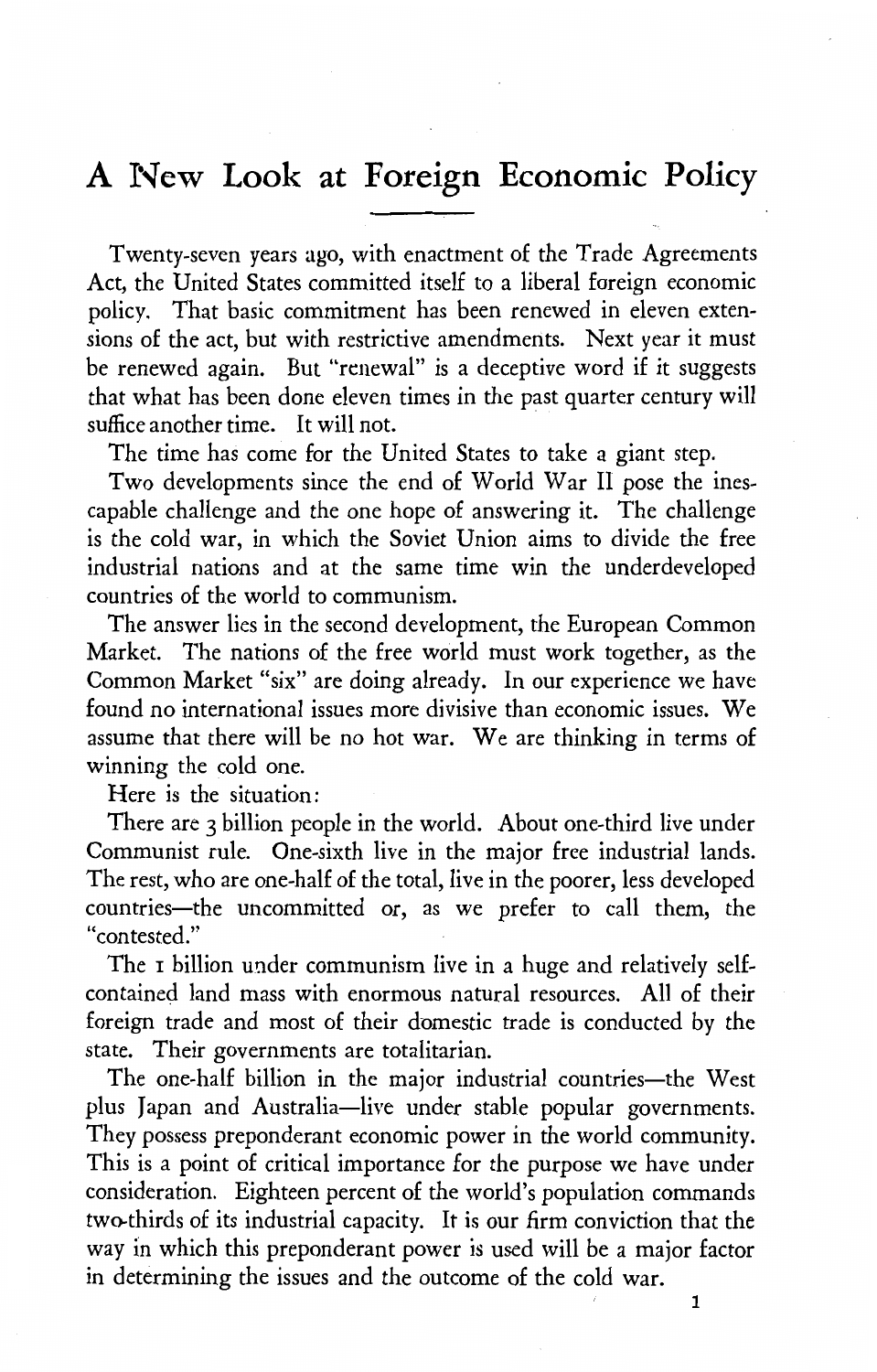# A New Look at Foreign Economic Policy

Twenty-seven years ago, with enactment of the Trade Agreements Act, the United States committed itself to a liberal foreign economic policy. That basic commitment has been renewed in eleven extensions of the act, but with restrictive amendments. Next year it must be renewed again. But "renewal" is a deceptive word if it suggests that what has been done eleven times in the past quarter century will suffice another time. It will not.

The time has come for the United States to take a giant step.

Two developments since the end of World War II pose the inescapable challenge and the one hope of answering it. The challenge is the cold war, in which the Soviet Union aims to divide the free industrial nations and at the same time win the underdeveloped countries of the world to communism.

The answer lies in the second development, the European Common Market. The nations of the free world must work together, as the Common Market "six" are doing already. In our experience we have found no international issues more divisive than economic issues. We assume that there will be no hot war. We are thinking in terms of winning the cold one.

Here is the situation:

There are 3 billion people in the world. About one-third live under Communist rule. One-sixth live in the major free industrial lands. The rest, who are one-half of the total, live in the poorer, less developed countries—the uncommitted or, as we prefer to call them, the "contested."

The 1 billion under communism live in a huge and relatively self-contained land mass with enormous natural resources. All of their foreign trade and most of their domestic trade is conducted by the state. Their governments are totalitarian.

The one-half billion in the major industrial countries—the West plus Japan and Australia—live under stable popular governments. They possess preponderant economic power in the world community. This is a point of critical importance for the purpose we have under consideration. Eighteen percent of the world's population commands two-thirds of its industrial capacity. It is our firm conviction that the way in which this preponderant power is used will be a major factor in determining the issues and the outcome of the cold war.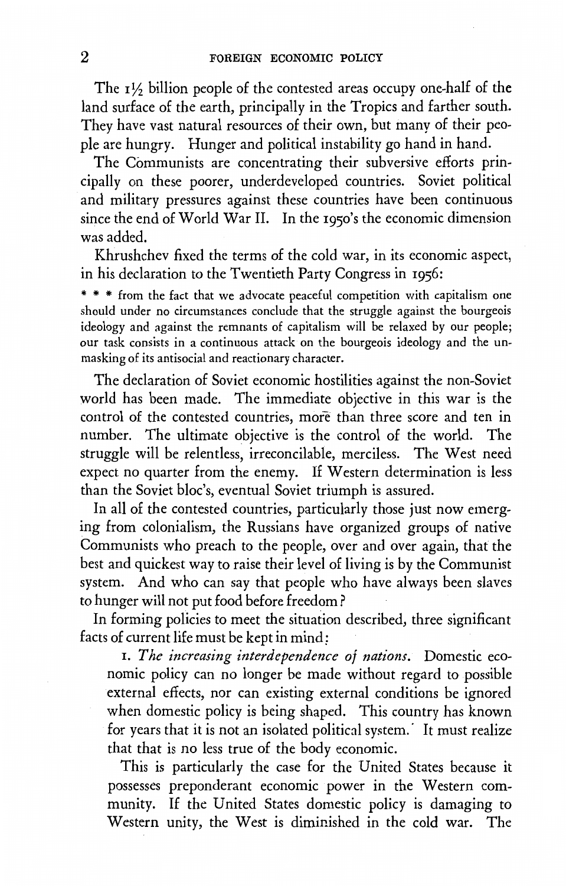The 1½ billion people of the contested areas occupy one-half of the land surface of the earth, principally in the Tropics and farther south. They have vast natural resources of their own, but many of their people are hungry. Hunger and political instability go hand in hand.

The Communists are concentrating their subversive efforts principally on these poorer, underdeveloped countries. Soviet political and military pressures against these countries have been continuous since the end of World War II. In the 1950's the economic dimension was added.

Khrushchev fixed the terms of the cold war, in its economic aspect, in his declaration to the Twentieth Party Congress in 1956:

> * * * from the fact that we advocate peaceful competition with capitalism one should under no circumstances conclude that the struggle against the bourgeois ideology and against the remnants of capitalism will be relaxed by our people; our task consists in a continuous attack on the bourgeois ideology and the unmasking of its antisocial and reactionary character.

The declaration of Soviet economic hostilities against the non-Soviet world has been made. The immediate objective in this war is the control of the contested countries, more than three score and ten in number. The ultimate objective is the control of the world. The struggle will be relentless, irreconcilable, merciless. The West need expect no quarter from the enemy. If Western determination is less than the Soviet bloc's, eventual Soviet triumph is assured.

In all of the contested countries, particularly those just now emerging from colonialism, the Russians have organized groups of native Communists who preach to the people, over and over again, that the best and quickest way to raise their level of living is by the Communist system. And who can say that people who have always been slaves to hunger will not put food before freedom?

In forming policies to meet the situation described, three significant facts of current life must be kept in mind:

1. *The increasing interdependence of nations.* Domestic economic policy can no longer be made without regard to possible external effects, nor can existing external conditions be ignored when domestic policy is being shaped. This country has known for years that it is not an isolated political system. It must realize that that is no less true of the body economic.

   This is particularly the case for the United States because it possesses preponderant economic power in the Western community. If the United States domestic policy is damaging to Western unity, the West is diminished in the cold war. The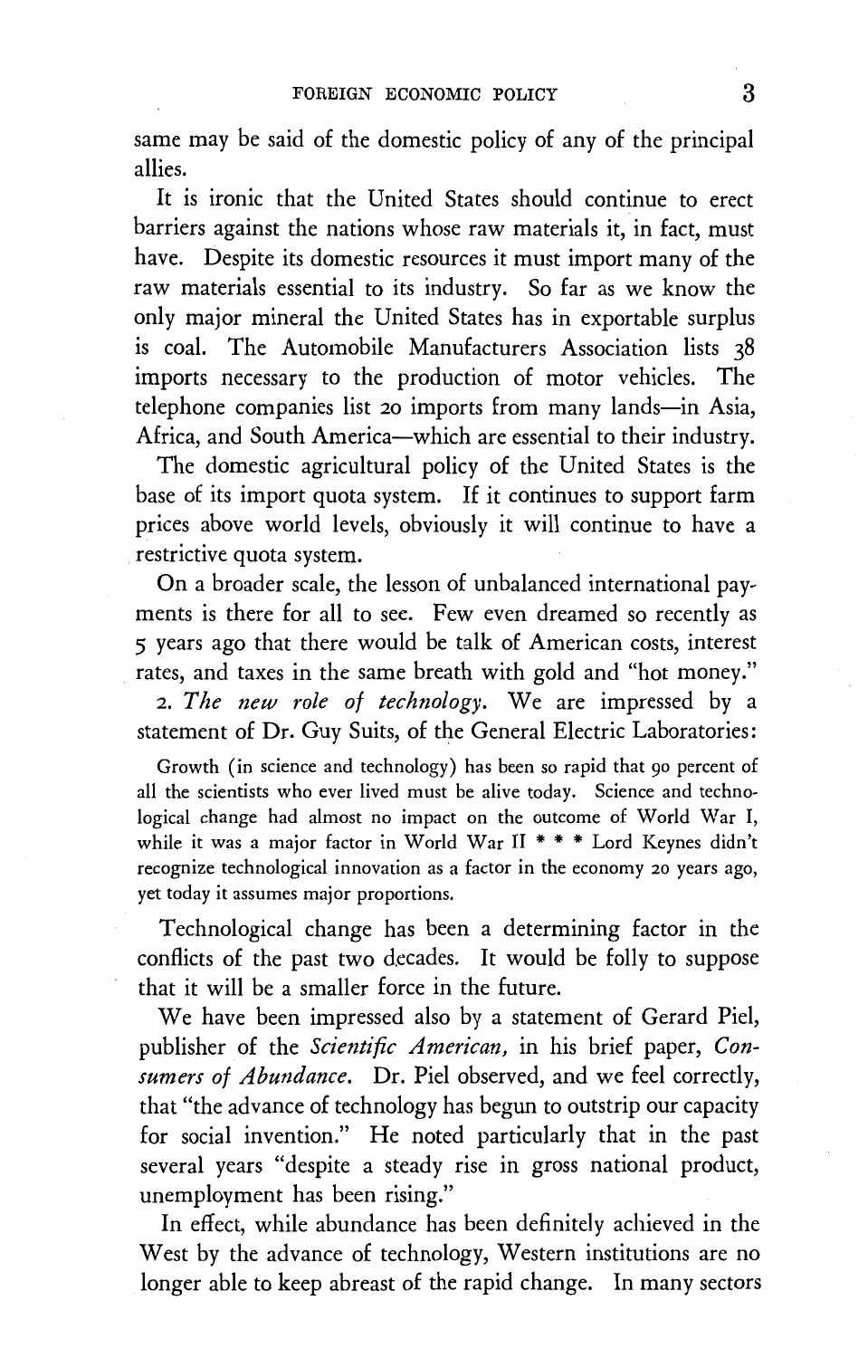same may be said of the domestic policy of any of the principal allies.

It is ironic that the United States should continue to erect barriers against the nations whose raw materials it, in fact, must have. Despite its domestic resources it must import many of the raw materials essential to its industry. So far as we know the only major mineral the United States has in exportable surplus is coal. The Automobile Manufacturers Association lists 38 imports necessary to the production of motor vehicles. The telephone companies list 20 imports from many lands—in Asia, Africa, and South America—which are essential to their industry.

The domestic agricultural policy of the United States is the base of its import quota system. If it continues to support farm prices above world levels, obviously it will continue to have a restrictive quota system.

On a broader scale, the lesson of unbalanced international payments is there for all to see. Few even dreamed so recently as 5 years ago that there would be talk of American costs, interest rates, and taxes in the same breath with gold and "hot money."

2. *The new role of technology.* We are impressed by a statement of Dr. Guy Suits, of the General Electric Laboratories:

> Growth (in science and technology) has been so rapid that 90 percent of all the scientists who ever lived must be alive today. Science and technological change had almost no impact on the outcome of World War I, while it was a major factor in World War II * * * Lord Keynes didn't recognize technological innovation as a factor in the economy 20 years ago, yet today it assumes major proportions.

Technological change has been a determining factor in the conflicts of the past two decades. It would be folly to suppose that it will be a smaller force in the future.

We have been impressed also by a statement of Gerard Piel, publisher of the *Scientific American,* in his brief paper, *Consumers of Abundance.* Dr. Piel observed, and we feel correctly, that "the advance of technology has begun to outstrip our capacity for social invention." He noted particularly that in the past several years "despite a steady rise in gross national product, unemployment has been rising."

In effect, while abundance has been definitely achieved in the West by the advance of technology, Western institutions are no longer able to keep abreast of the rapid change. In many sectors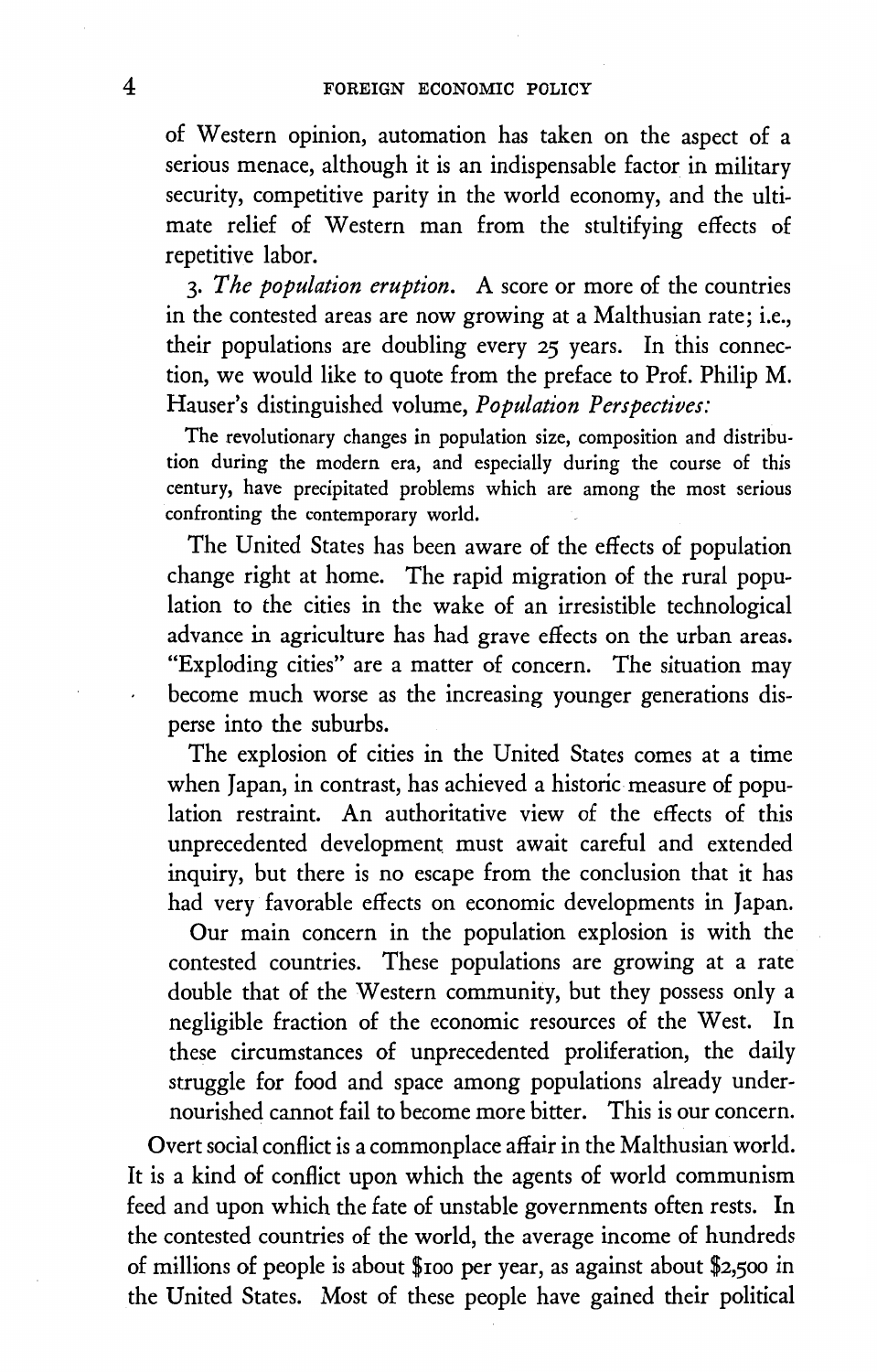of Western opinion, automation has taken on the aspect of a serious menace, although it is an indispensable factor in military security, competitive parity in the world economy, and the ultimate relief of Western man from the stultifying effects of repetitive labor.

3. *The population eruption.* A score or more of the countries in the contested areas are now growing at a Malthusian rate; i.e., their populations are doubling every 25 years. In this connection, we would like to quote from the preface to Prof. Philip M. Hauser's distinguished volume, *Population Perspectives:*

> The revolutionary changes in population size, composition and distribution during the modern era, and especially during the course of this century, have precipitated problems which are among the most serious confronting the contemporary world.

The United States has been aware of the effects of population change right at home. The rapid migration of the rural population to the cities in the wake of an irresistible technological advance in agriculture has had grave effects on the urban areas. "Exploding cities" are a matter of concern. The situation may become much worse as the increasing younger generations disperse into the suburbs.

The explosion of cities in the United States comes at a time when Japan, in contrast, has achieved a historic measure of population restraint. An authoritative view of the effects of this unprecedented development must await careful and extended inquiry, but there is no escape from the conclusion that it has had very favorable effects on economic developments in Japan.

Our main concern in the population explosion is with the contested countries. These populations are growing at a rate double that of the Western community, but they possess only a negligible fraction of the economic resources of the West. In these circumstances of unprecedented proliferation, the daily struggle for food and space among populations already undernourished cannot fail to become more bitter. This is our concern.

Overt social conflict is a commonplace affair in the Malthusian world. It is a kind of conflict upon which the agents of world communism feed and upon which the fate of unstable governments often rests. In the contested countries of the world, the average income of hundreds of millions of people is about $100 per year, as against about $2,500 in the United States. Most of these people have gained their political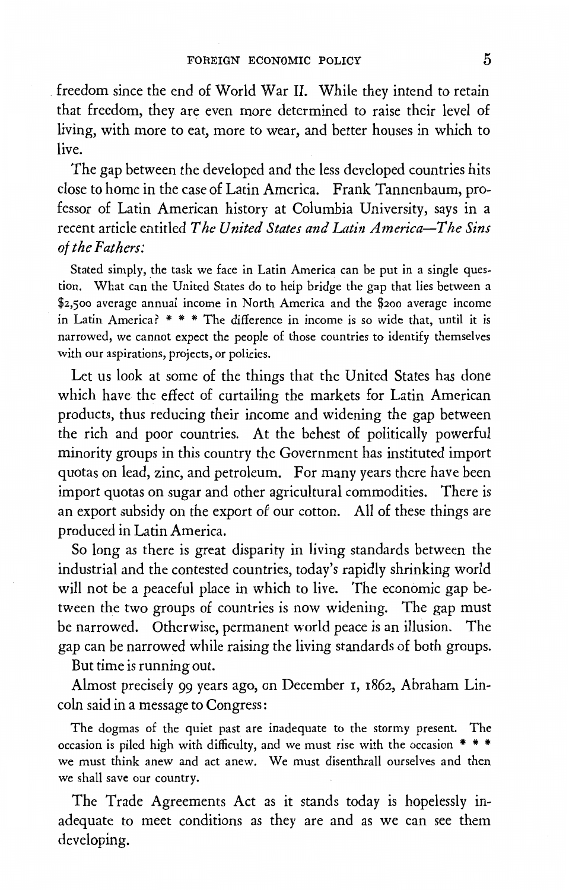freedom since the end of World War II. While they intend to retain that freedom, they are even more determined to raise their level of living, with more to eat, more to wear, and better houses in which to live.

The gap between the developed and the less developed countries hits close to home in the case of Latin America. Frank Tannenbaum, professor of Latin American history at Columbia University, says in a recent article entitled *The United States and Latin America—The Sins of the Fathers:*

> Stated simply, the task we face in Latin America can be put in a single question. What can the United States do to help bridge the gap that lies between a $2,500 average annual income in North America and the $200 average income in Latin America? * * * The difference in income is so wide that, until it is narrowed, we cannot expect the people of those countries to identify themselves with our aspirations, projects, or policies.

Let us look at some of the things that the United States has done which have the effect of curtailing the markets for Latin American products, thus reducing their income and widening the gap between the rich and poor countries. At the behest of politically powerful minority groups in this country the Government has instituted import quotas on lead, zinc, and petroleum. For many years there have been import quotas on sugar and other agricultural commodities. There is an export subsidy on the export of our cotton. All of these things are produced in Latin America.

So long as there is great disparity in living standards between the industrial and the contested countries, today's rapidly shrinking world will not be a peaceful place in which to live. The economic gap between the two groups of countries is now widening. The gap must be narrowed. Otherwise, permanent world peace is an illusion. The gap can be narrowed while raising the living standards of both groups.

But time is running out.

Almost precisely 99 years ago, on December 1, 1862, Abraham Lincoln said in a message to Congress:

> The dogmas of the quiet past are inadequate to the stormy present. The occasion is piled high with difficulty, and we must rise with the occasion * * * we must think anew and act anew. We must disenthrall ourselves and then we shall save our country.

The Trade Agreements Act as it stands today is hopelessly inadequate to meet conditions as they are and as we can see them developing.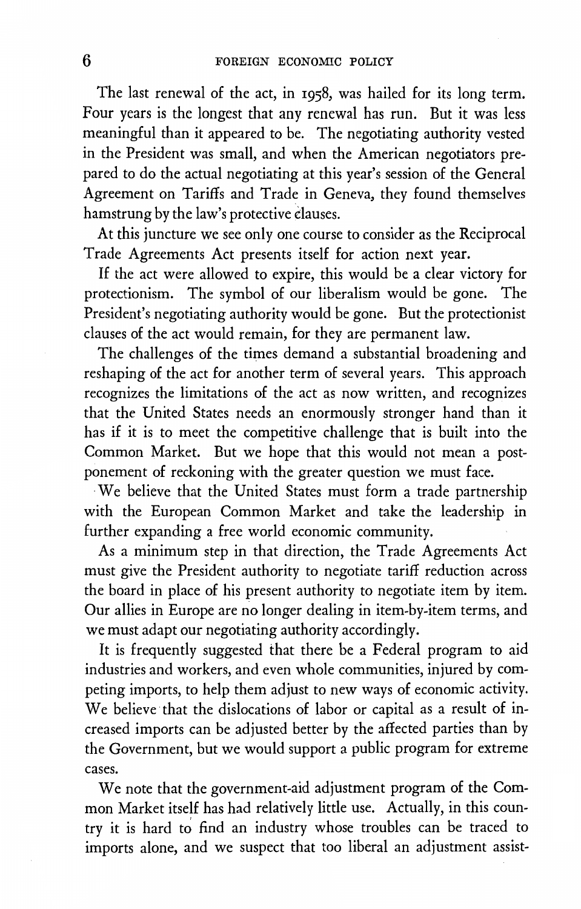The last renewal of the act, in 1958, was hailed for its long term. Four years is the longest that any renewal has run. But it was less meaningful than it appeared to be. The negotiating authority vested in the President was small, and when the American negotiators prepared to do the actual negotiating at this year's session of the General Agreement on Tariffs and Trade in Geneva, they found themselves hamstrung by the law's protective clauses.

At this juncture we see only one course to consider as the Reciprocal Trade Agreements Act presents itself for action next year.

If the act were allowed to expire, this would be a clear victory for protectionism. The symbol of our liberalism would be gone. The President's negotiating authority would be gone. But the protectionist clauses of the act would remain, for they are permanent law.

The challenges of the times demand a substantial broadening and reshaping of the act for another term of several years. This approach recognizes the limitations of the act as now written, and recognizes that the United States needs an enormously stronger hand than it has if it is to meet the competitive challenge that is built into the Common Market. But we hope that this would not mean a postponement of reckoning with the greater question we must face.

We believe that the United States must form a trade partnership with the European Common Market and take the leadership in further expanding a free world economic community.

As a minimum step in that direction, the Trade Agreements Act must give the President authority to negotiate tariff reduction across the board in place of his present authority to negotiate item by item. Our allies in Europe are no longer dealing in item-by-item terms, and we must adapt our negotiating authority accordingly.

It is frequently suggested that there be a Federal program to aid industries and workers, and even whole communities, injured by competing imports, to help them adjust to new ways of economic activity. We believe that the dislocations of labor or capital as a result of increased imports can be adjusted better by the affected parties than by the Government, but we would support a public program for extreme cases.

We note that the government-aid adjustment program of the Common Market itself has had relatively little use. Actually, in this country it is hard to find an industry whose troubles can be traced to imports alone, and we suspect that too liberal an adjustment assist-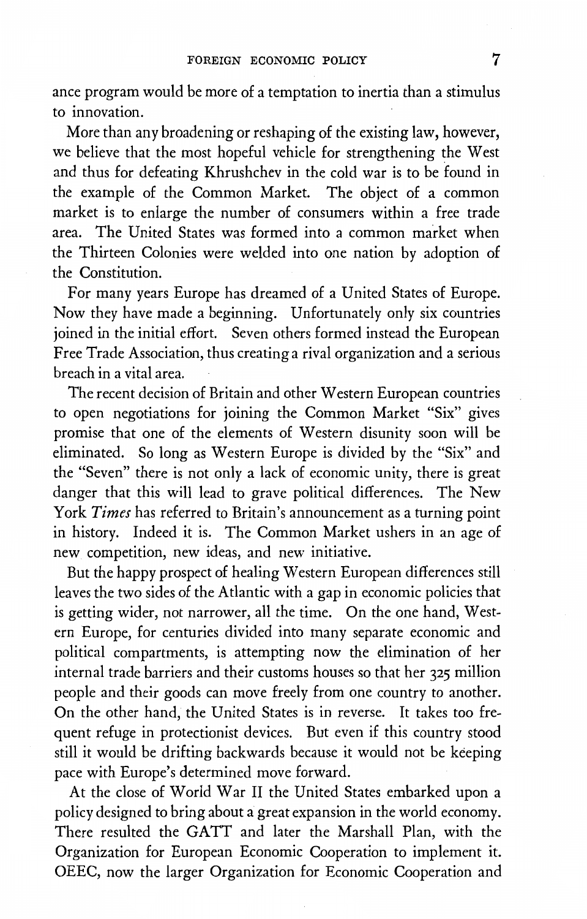ance program would be more of a temptation to inertia than a stimulus to innovation.

More than any broadening or reshaping of the existing law, however, we believe that the most hopeful vehicle for strengthening the West and thus for defeating Khrushchev in the cold war is to be found in the example of the Common Market. The object of a common market is to enlarge the number of consumers within a free trade area. The United States was formed into a common market when the Thirteen Colonies were welded into one nation by adoption of the Constitution.

For many years Europe has dreamed of a United States of Europe. Now they have made a beginning. Unfortunately only six countries joined in the initial effort. Seven others formed instead the European Free Trade Association, thus creating a rival organization and a serious breach in a vital area.

The recent decision of Britain and other Western European countries to open negotiations for joining the Common Market "Six" gives promise that one of the elements of Western disunity soon will be eliminated. So long as Western Europe is divided by the "Six" and the "Seven" there is not only a lack of economic unity, there is great danger that this will lead to grave political differences. The New York *Times* has referred to Britain's announcement as a turning point in history. Indeed it is. The Common Market ushers in an age of new competition, new ideas, and new initiative.

But the happy prospect of healing Western European differences still leaves the two sides of the Atlantic with a gap in economic policies that is getting wider, not narrower, all the time. On the one hand, Western Europe, for centuries divided into many separate economic and political compartments, is attempting now the elimination of her internal trade barriers and their customs houses so that her 325 million people and their goods can move freely from one country to another. On the other hand, the United States is in reverse. It takes too frequent refuge in protectionist devices. But even if this country stood still it would be drifting backwards because it would not be keeping pace with Europe's determined move forward.

At the close of World War II the United States embarked upon a policy designed to bring about a great expansion in the world economy. There resulted the GATT and later the Marshall Plan, with the Organization for European Economic Cooperation to implement it. OEEC, now the larger Organization for Economic Cooperation and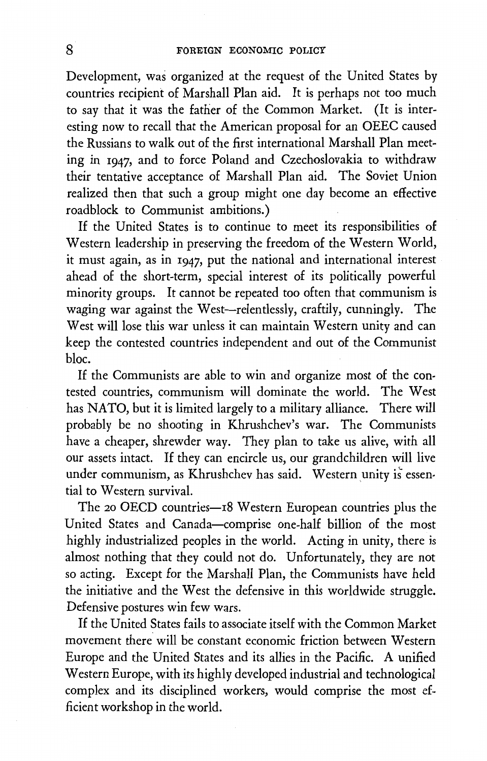Development, was organized at the request of the United States by countries recipient of Marshall Plan aid. It is perhaps not too much to say that it was the father of the Common Market. (It is interesting now to recall that the American proposal for an OEEC caused the Russians to walk out of the first international Marshall Plan meeting in 1947, and to force Poland and Czechoslovakia to withdraw their tentative acceptance of Marshall Plan aid. The Soviet Union realized then that such a group might one day become an effective roadblock to Communist ambitions.)

If the United States is to continue to meet its responsibilities of Western leadership in preserving the freedom of the Western World, it must again, as in 1947, put the national and international interest ahead of the short-term, special interest of its politically powerful minority groups. It cannot be repeated too often that communism is waging war against the West—relentlessly, craftily, cunningly. The West will lose this war unless it can maintain Western unity and can keep the contested countries independent and out of the Communist bloc.

If the Communists are able to win and organize most of the contested countries, communism will dominate the world. The West has NATO, but it is limited largely to a military alliance. There will probably be no shooting in Khrushchev's war. The Communists have a cheaper, shrewder way. They plan to take us alive, with all our assets intact. If they can encircle us, our grandchildren will live under communism, as Khrushchev has said. Western unity is essential to Western survival.

The 20 OECD countries—18 Western European countries plus the United States and Canada—comprise one-half billion of the most highly industrialized peoples in the world. Acting in unity, there is almost nothing that they could not do. Unfortunately, they are not so acting. Except for the Marshall Plan, the Communists have held the initiative and the West the defensive in this worldwide struggle. Defensive postures win few wars.

If the United States fails to associate itself with the Common Market movement there will be constant economic friction between Western Europe and the United States and its allies in the Pacific. A unified Western Europe, with its highly developed industrial and technological complex and its disciplined workers, would comprise the most efficient workshop in the world.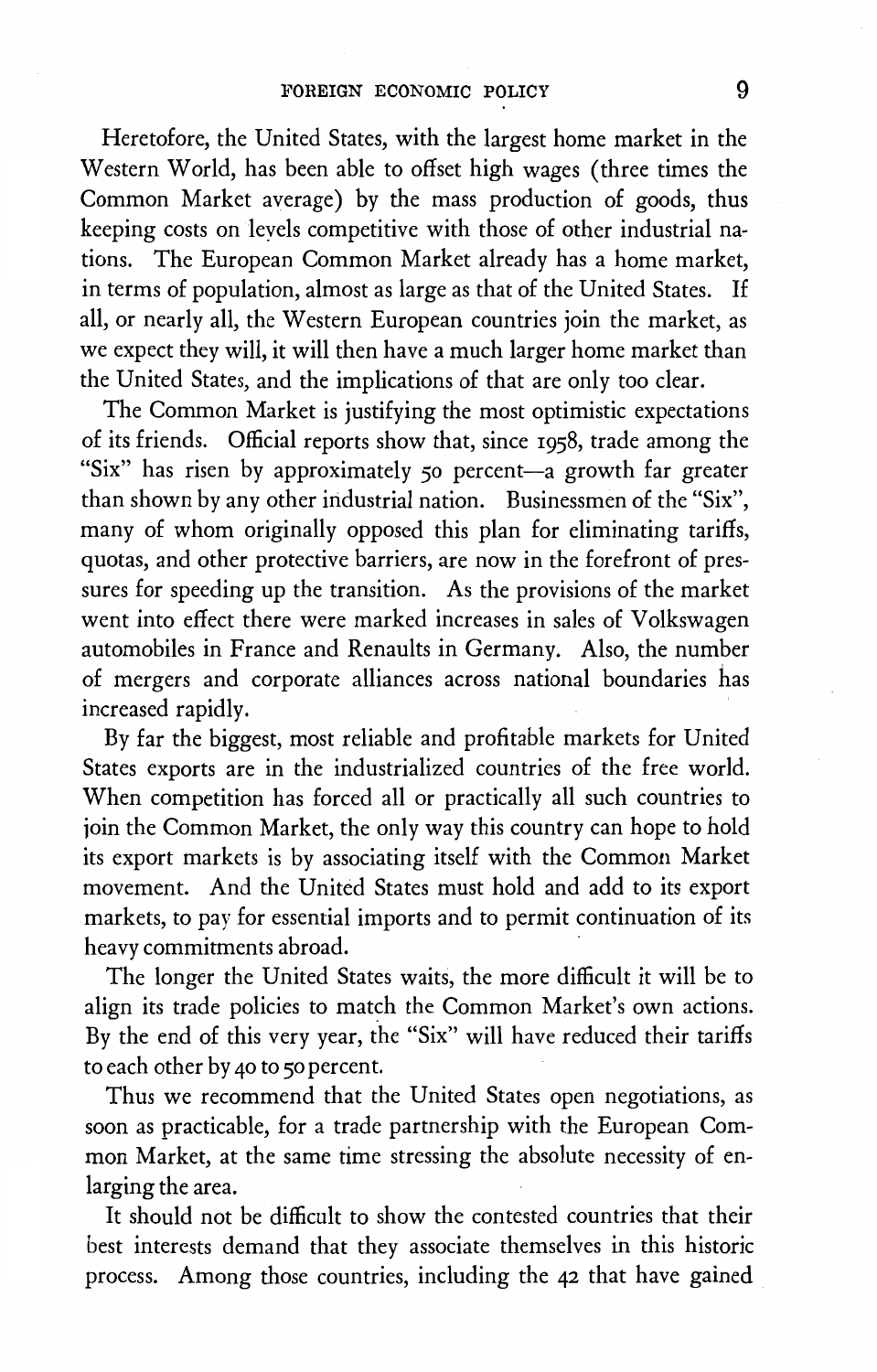Heretofore, the United States, with the largest home market in the Western World, has been able to offset high wages (three times the Common Market average) by the mass production of goods, thus keeping costs on levels competitive with those of other industrial nations. The European Common Market already has a home market, in terms of population, almost as large as that of the United States. If all, or nearly all, the Western European countries join the market, as we expect they will, it will then have a much larger home market than the United States, and the implications of that are only too clear.

The Common Market is justifying the most optimistic expectations of its friends. Official reports show that, since 1958, trade among the "Six" has risen by approximately 50 percent—a growth far greater than shown by any other industrial nation. Businessmen of the "Six", many of whom originally opposed this plan for eliminating tariffs, quotas, and other protective barriers, are now in the forefront of pressures for speeding up the transition. As the provisions of the market went into effect there were marked increases in sales of Volkswagen automobiles in France and Renaults in Germany. Also, the number of mergers and corporate alliances across national boundaries has increased rapidly.

By far the biggest, most reliable and profitable markets for United States exports are in the industrialized countries of the free world. When competition has forced all or practically all such countries to join the Common Market, the only way this country can hope to hold its export markets is by associating itself with the Common Market movement. And the United States must hold and add to its export markets, to pay for essential imports and to permit continuation of its heavy commitments abroad.

The longer the United States waits, the more difficult it will be to align its trade policies to match the Common Market's own actions. By the end of this very year, the "Six" will have reduced their tariffs to each other by 40 to 50 percent.

Thus we recommend that the United States open negotiations, as soon as practicable, for a trade partnership with the European Common Market, at the same time stressing the absolute necessity of enlarging the area.

It should not be difficult to show the contested countries that their best interests demand that they associate themselves in this historic process. Among those countries, including the 42 that have gained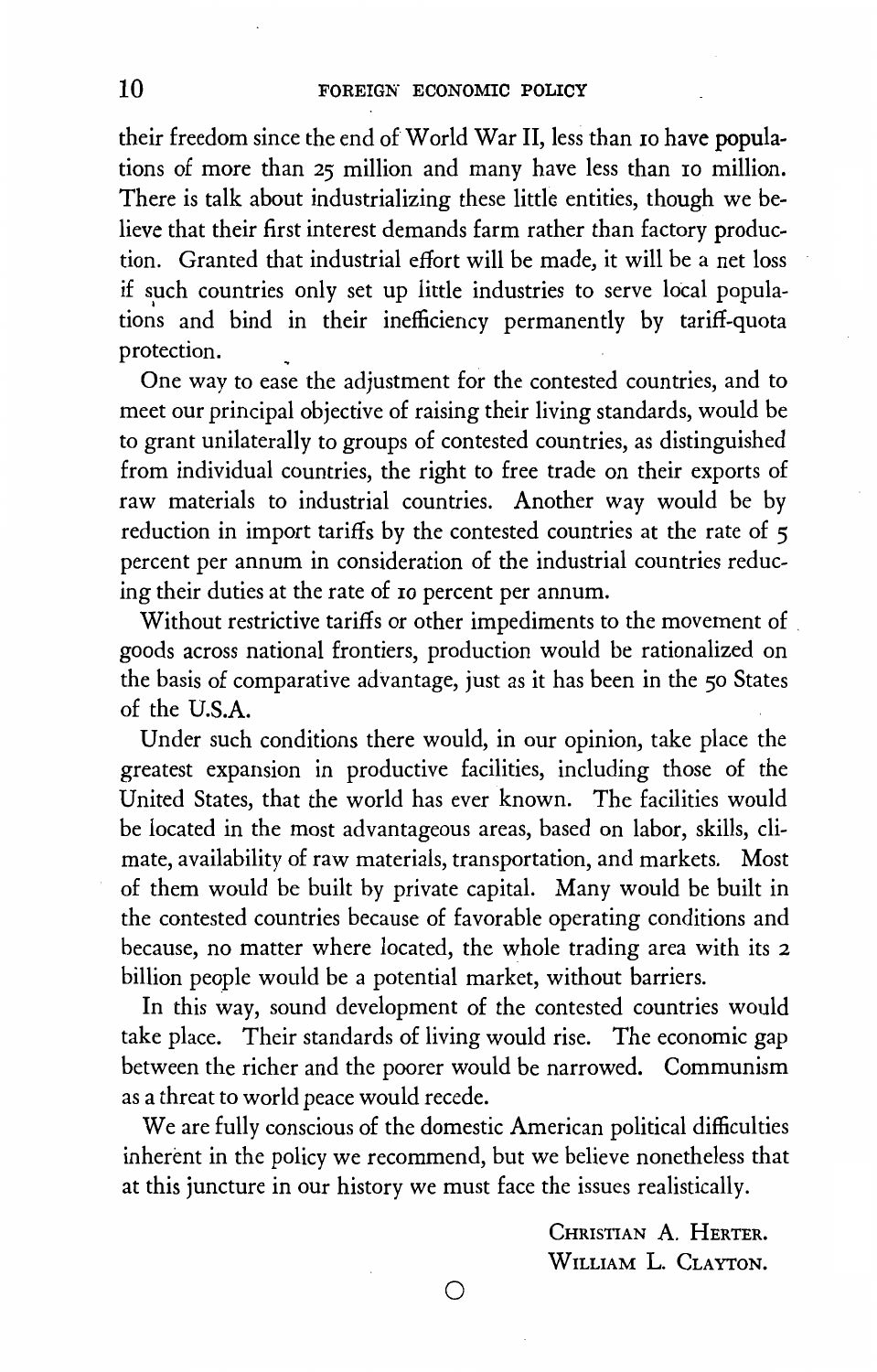their freedom since the end of World War II, less than 10 have populations of more than 25 million and many have less than 10 million. There is talk about industrializing these little entities, though we believe that their first interest demands farm rather than factory production. Granted that industrial effort will be made, it will be a net loss if such countries only set up little industries to serve local populations and bind in their inefficiency permanently by tariff-quota protection.

One way to ease the adjustment for the contested countries, and to meet our principal objective of raising their living standards, would be to grant unilaterally to groups of contested countries, as distinguished from individual countries, the right to free trade on their exports of raw materials to industrial countries. Another way would be by reduction in import tariffs by the contested countries at the rate of 5 percent per annum in consideration of the industrial countries reducing their duties at the rate of 10 percent per annum.

Without restrictive tariffs or other impediments to the movement of goods across national frontiers, production would be rationalized on the basis of comparative advantage, just as it has been in the 50 States of the U.S.A.

Under such conditions there would, in our opinion, take place the greatest expansion in productive facilities, including those of the United States, that the world has ever known. The facilities would be located in the most advantageous areas, based on labor, skills, climate, availability of raw materials, transportation, and markets. Most of them would be built by private capital. Many would be built in the contested countries because of favorable operating conditions and because, no matter where located, the whole trading area with its 2 billion people would be a potential market, without barriers.

In this way, sound development of the contested countries would take place. Their standards of living would rise. The economic gap between the richer and the poorer would be narrowed. Communism as a threat to world peace would recede.

We are fully conscious of the domestic American political difficulties inherent in the policy we recommend, but we believe nonetheless that at this juncture in our history we must face the issues realistically.

CHRISTIAN A. HERTER.
WILLIAM L. CLAYTON.